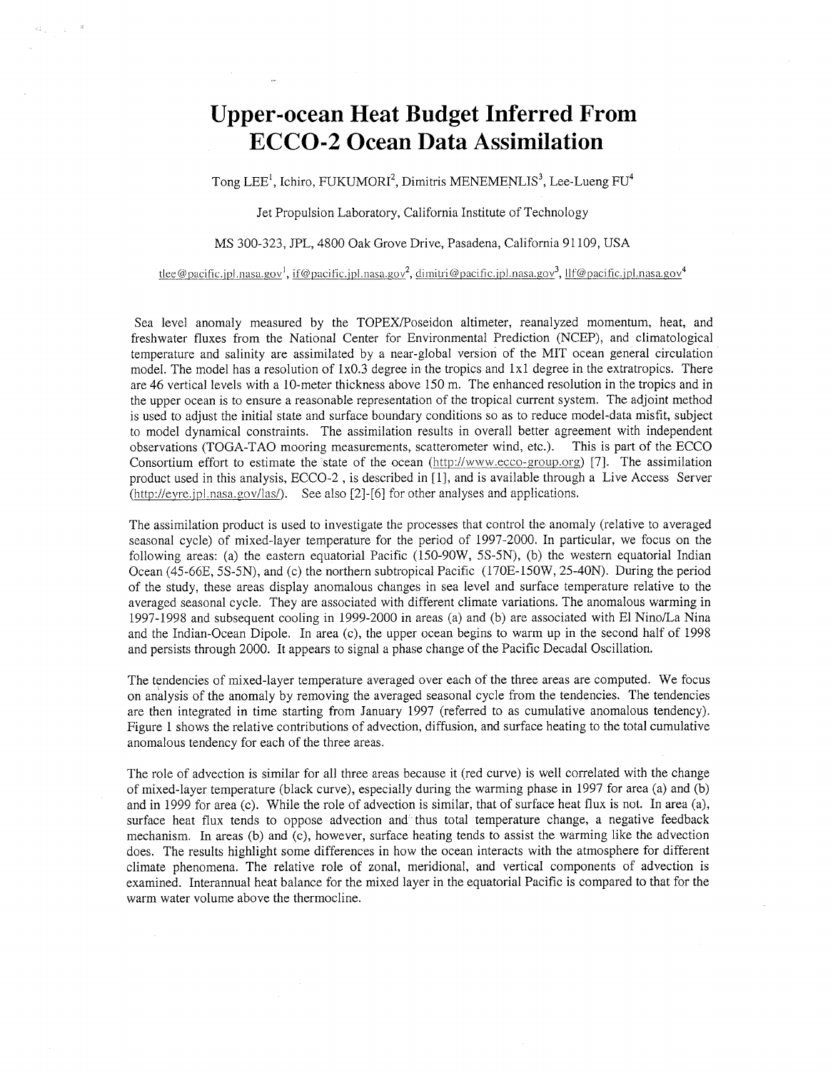# Upper-ocean Heat Budget Inferred From ECCO-2 Ocean Data Assimilation

Tong LEE[1], Ichiro, FUKUMORI[2], Dimitris MENEMENLIS[3], Lee-Lueng FU[4]

Jet Propulsion Laboratory, California Institute of Technology

MS 300-323, JPL, 4800 Oak Grove Drive, Pasadena, California 91109, USA

tlee@pacific.jpl.nasa.gov[1], if@pacific.jpl.nasa.gov[2], dimitri@pacific.jpl.nasa.gov[3], llf@pacific.jpl.nasa.gov[4]

Sea level anomaly measured by the TOPEX/Poseidon altimeter, reanalyzed momentum, heat, and freshwater fluxes from the National Center for Environmental Prediction (NCEP), and climatological temperature and salinity are assimilated by a near-global version of the MIT ocean general circulation model. The model has a resolution of 1x0.3 degree in the tropics and 1x1 degree in the extratropics. There are 46 vertical levels with a 10-meter thickness above 150 m. The enhanced resolution in the tropics and in the upper ocean is to ensure a reasonable representation of the tropical current system. The adjoint method is used to adjust the initial state and surface boundary conditions so as to reduce model-data misfit, subject to model dynamical constraints. The assimilation results in overall better agreement with independent observations (TOGA-TAO mooring measurements, scatterometer wind, etc.). This is part of the ECCO Consortium effort to estimate the state of the ocean (http://www.ecco-group.org) [7]. The assimilation product used in this analysis, ECCO-2 , is described in [1], and is available through a Live Access Server (http://eyre.jpl.nasa.gov/las/). See also [2]-[6] for other analyses and applications.

The assimilation product is used to investigate the processes that control the anomaly (relative to averaged seasonal cycle) of mixed-layer temperature for the period of 1997-2000. In particular, we focus on the following areas: (a) the eastern equatorial Pacific (150-90W, 5S-5N), (b) the western equatorial Indian Ocean (45-66E, 5S-5N), and (c) the northern subtropical Pacific (170E-150W, 25-40N). During the period of the study, these areas display anomalous changes in sea level and surface temperature relative to the averaged seasonal cycle. They are associated with different climate variations. The anomalous warming in 1997-1998 and subsequent cooling in 1999-2000 in areas (a) and (b) are associated with El Nino/La Nina and the Indian-Ocean Dipole. In area (c), the upper ocean begins to warm up in the second half of 1998 and persists through 2000. It appears to signal a phase change of the Pacific Decadal Oscillation.

The tendencies of mixed-layer temperature averaged over each of the three areas are computed. We focus on analysis of the anomaly by removing the averaged seasonal cycle from the tendencies. The tendencies are then integrated in time starting from January 1997 (referred to as cumulative anomalous tendency). Figure 1 shows the relative contributions of advection, diffusion, and surface heating to the total cumulative anomalous tendency for each of the three areas.

The role of advection is similar for all three areas because it (red curve) is well correlated with the change of mixed-layer temperature (black curve), especially during the warming phase in 1997 for area (a) and (b) and in 1999 for area (c). While the role of advection is similar, that of surface heat flux is not. In area (a), surface heat flux tends to oppose advection and thus total temperature change, a negative feedback mechanism. In areas (b) and (c), however, surface heating tends to assist the warming like the advection does. The results highlight some differences in how the ocean interacts with the atmosphere for different climate phenomena. The relative role of zonal, meridional, and vertical components of advection is examined. Interannual heat balance for the mixed layer in the equatorial Pacific is compared to that for the warm water volume above the thermocline.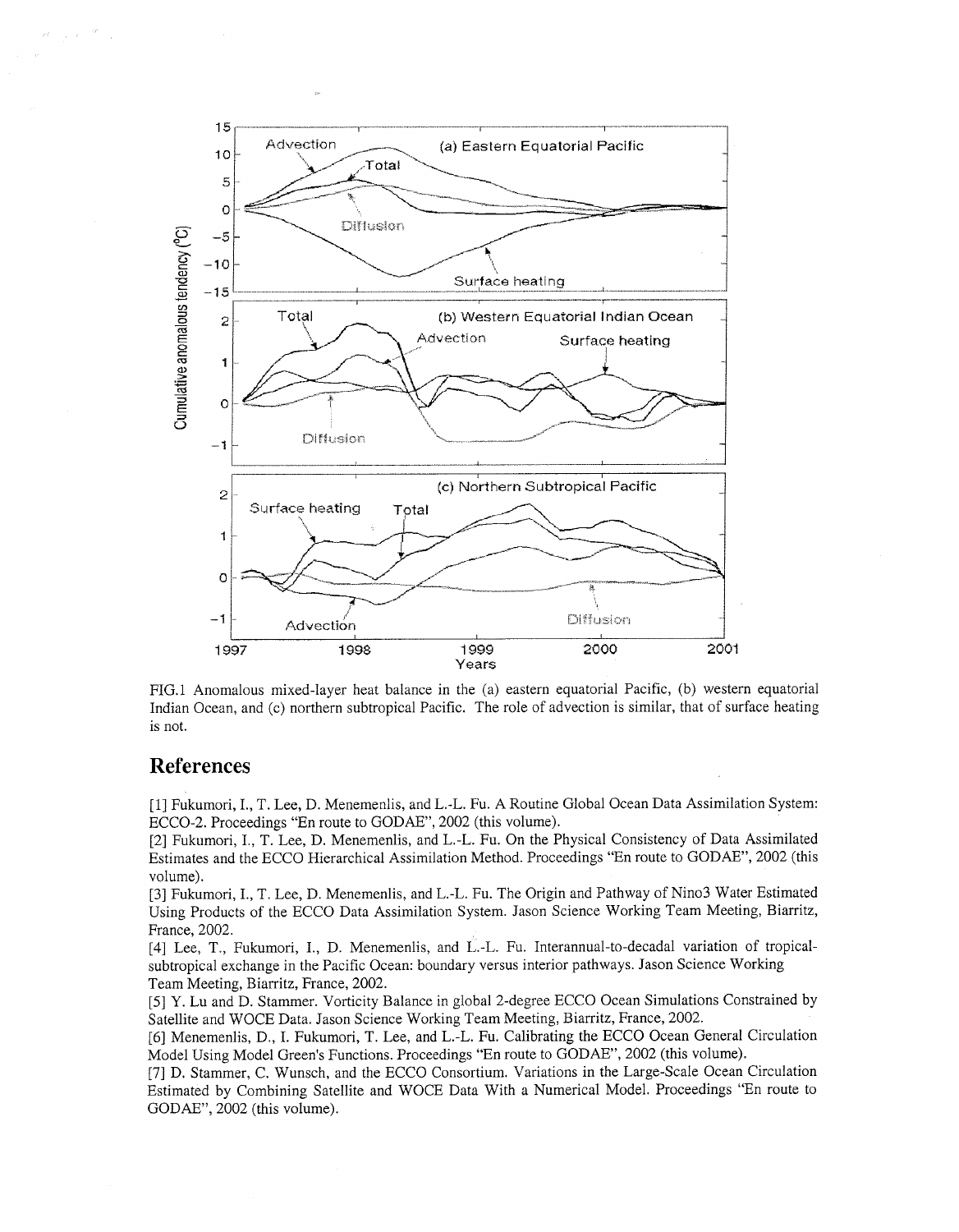15
10
5
0
-5
-10
-15
Advection
Total
Diffusion
Surface heating
(a) Eastern Equatorial Pacific

2
1
0
-1
Total
Advection
Surface heating
Diffusion
(b) Western Equatorial Indian Ocean

2
1
0
-1
Surface heating
Total
Advection
Diffusion
(c) Northern Subtropical Pacific

Cumulative anomalous tendency (°C)

1997
1998
1999
2000
2001
Years

FIG.1 Anomalous mixed-layer heat balance in the (a) eastern equatorial Pacific, (b) western equatorial Indian Ocean, and (c) northern subtropical Pacific. The role of advection is similar, that of surface heating is not.

# References

[1] Fukumori, I., T. Lee, D. Menemenlis, and L.-L. Fu. A Routine Global Ocean Data Assimilation System: ECCO-2. Proceedings "En route to GODAE", 2002 (this volume).

[2] Fukumori, I., T. Lee, D. Menemenlis, and L.-L. Fu. On the Physical Consistency of Data Assimilated Estimates and the ECCO Hierarchical Assimilation Method. Proceedings "En route to GODAE", 2002 (this volume).

[3] Fukumori, I., T. Lee, D. Menemenlis, and L.-L. Fu. The Origin and Pathway of Nino3 Water Estimated Using Products of the ECCO Data Assimilation System. Jason Science Working Team Meeting, Biarritz, France, 2002.

[4] Lee, T., Fukumori, I., D. Menemenlis, and L.-L. Fu. Interannual-to-decadal variation of tropical-subtropical exchange in the Pacific Ocean: boundary versus interior pathways. Jason Science Working Team Meeting, Biarritz, France, 2002.

[5] Y. Lu and D. Stammer. Vorticity Balance in global 2-degree ECCO Ocean Simulations Constrained by Satellite and WOCE Data. Jason Science Working Team Meeting, Biarritz, France, 2002.

[6] Menemenlis, D., I. Fukumori, T. Lee, and L.-L. Fu. Calibrating the ECCO Ocean General Circulation Model Using Model Green's Functions. Proceedings "En route to GODAE", 2002 (this volume).

[7] D. Stammer, C. Wunsch, and the ECCO Consortium. Variations in the Large-Scale Ocean Circulation Estimated by Combining Satellite and WOCE Data With a Numerical Model. Proceedings "En route to GODAE", 2002 (this volume).